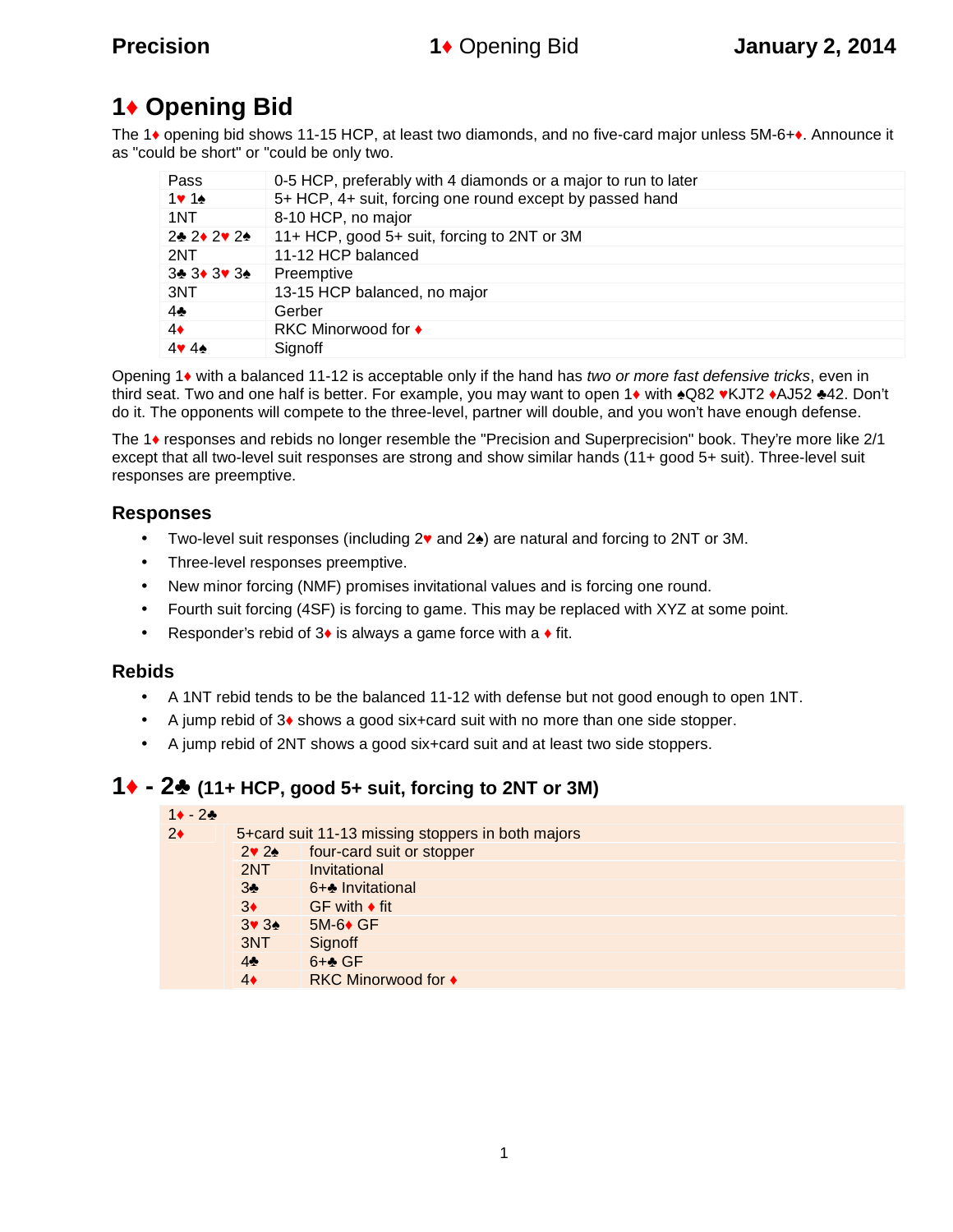# 1♦ Opening Bid

The 1♦ opening bid shows 11-15 HCP, at least two diamonds, and no five-card major unless 5M-6+♦. Announce it as "could be short" or "could be only two."

| | |
|---|---|
| Pass | 0-5 HCP, preferably with 4 diamonds or a major to run to later |
| 1♥ 1♠ | 5+ HCP, 4+ suit, forcing one round except by passed hand |
| 1NT | 8-10 HCP, no major |
| 2♣ 2♦ 2♥ 2♠ | 11+ HCP, good 5+ suit, forcing to 2NT or 3M |
| 2NT | 11-12 HCP balanced |
| 3♣ 3♦ 3♥ 3♠ | Preemptive |
| 3NT | 13-15 HCP balanced, no major |
| 4♣ | Gerber |
| 4♦ | RKC Minorwood for ♦ |
| 4♥ 4♠ | Signoff |

Opening 1♦ with a balanced 11-12 is acceptable only if the hand has *two or more fast defensive tricks*, even in third seat. Two and one half is better. For example, you may want to open 1♦ with ♠Q82 ♥KJT2 ♦AJ52 ♣42. Don't do it. The opponents will compete to the three-level, partner will double, and you won't have enough defense.

The 1♦ responses and rebids no longer resemble the "Precision and Superprecision" book. They're more like 2/1 except that all two-level suit responses are strong and show similar hands (11+ good 5+ suit). Three-level suit responses are preemptive.

### Responses

- Two-level suit responses (including 2♥ and 2♠) are natural and forcing to 2NT or 3M.
- Three-level responses preemptive.
- New minor forcing (NMF) promises invitational values and is forcing one round.
- Fourth suit forcing (4SF) is forcing to game. This may be replaced with XYZ at some point.
- Responder's rebid of 3♦ is always a game force with a ♦ fit.

### Rebids

- A 1NT rebid tends to be the balanced 11-12 with defense but not good enough to open 1NT.
- A jump rebid of 3♦ shows a good six+card suit with no more than one side stopper.
- A jump rebid of 2NT shows a good six+card suit and at least two side stoppers.

## 1♦ - 2♣ (11+ HCP, good 5+ suit, forcing to 2NT or 3M)

| 1♦ - 2♣ | | |
|---|---|---|
| 2♦ | 5+card suit 11-13 missing stoppers in both majors | |
| | 2♥ 2♠ | four-card suit or stopper |
| | 2NT | Invitational |
| | 3♣ | 6+♣ Invitational |
| | 3♦ | GF with ♦ fit |
| | 3♥ 3♠ | 5M-6♦ GF |
| | 3NT | Signoff |
| | 4♣ | 6+♣ GF |
| | 4♦ | RKC Minorwood for ♦ |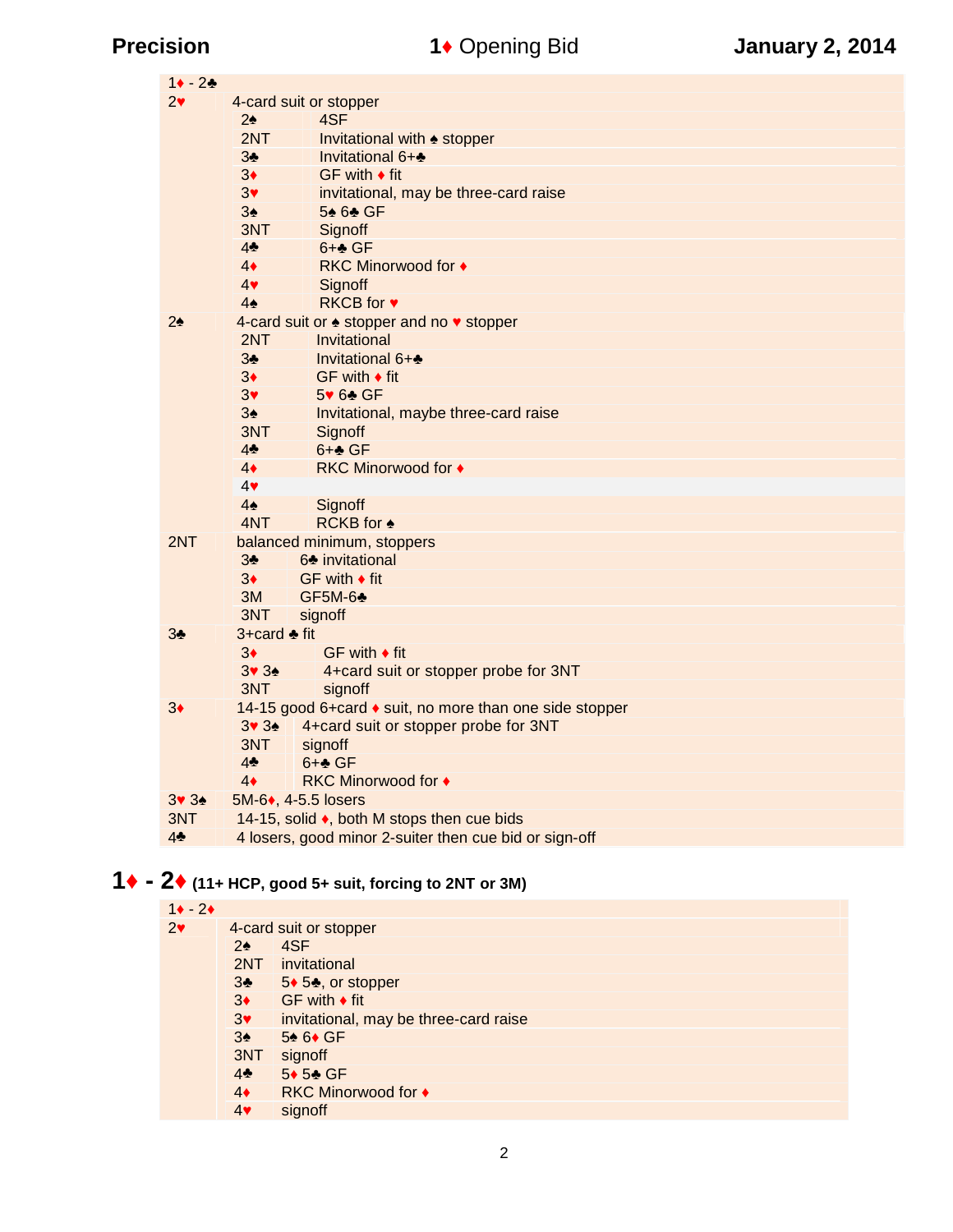| 1♦ - 2♣ | | |
|---|---|---|
| 2♥ | 4-card suit or stopper | |
| | 2♠ | 4SF |
| | 2NT | Invitational with ♠ stopper |
| | 3♣ | Invitational 6+♣ |
| | 3♦ | GF with ♦ fit |
| | 3♥ | invitational, may be three-card raise |
| | 3♠ | 5♠ 6♣ GF |
| | 3NT | Signoff |
| | 4♣ | 6+♣ GF |
| | 4♦ | RKC Minorwood for ♦ |
| | 4♥ | Signoff |
| | 4♠ | RKCB for ♥ |
| 2♠ | 4-card suit or ♠ stopper and no ♥ stopper | |
| | 2NT | Invitational |
| | 3♣ | Invitational 6+♣ |
| | 3♦ | GF with ♦ fit |
| | 3♥ | 5♥ 6♣ GF |
| | 3♠ | Invitational, maybe three-card raise |
| | 3NT | Signoff |
| | 4♣ | 6+♣ GF |
| | 4♦ | RKC Minorwood for ♦ |
| | 4♥ | |
| | 4♠ | Signoff |
| | 4NT | RCKB for ♠ |
| 2NT | balanced minimum, stoppers | |
| | 3♣ | 6♣ invitational |
| | 3♦ | GF with ♦ fit |
| | 3M | GF5M-6♣ |
| | 3NT | signoff |
| 3♣ | 3+card ♣ fit | |
| | 3♦ | GF with ♦ fit |
| | 3♥ 3♠ | 4+card suit or stopper probe for 3NT |
| | 3NT | signoff |
| 3♦ | 14-15 good 6+card ♦ suit, no more than one side stopper | |
| | 3♥ 3♠ | 4+card suit or stopper probe for 3NT |
| | 3NT | signoff |
| | 4♣ | 6+♣ GF |
| | 4♦ | RKC Minorwood for ♦ |
| 3♥ 3♠ | 5M-6♦, 4-5.5 losers | |
| 3NT | 14-15, solid ♦, both M stops then cue bids | |
| 4♣ | 4 losers, good minor 2-suiter then cue bid or sign-off | |

## 1♦ - 2♦ (11+ HCP, good 5+ suit, forcing to 2NT or 3M)

| 1♦ - 2♦ | | |
|---|---|---|
| 2♥ | 4-card suit or stopper | |
| | 2♠ | 4SF |
| | 2NT | invitational |
| | 3♣ | 5♦ 5♣, or stopper |
| | 3♦ | GF with ♦ fit |
| | 3♥ | invitational, may be three-card raise |
| | 3♠ | 5♠ 6♦ GF |
| | 3NT | signoff |
| | 4♣ | 5♦ 5♣ GF |
| | 4♦ | RKC Minorwood for ♦ |
| | 4♥ | signoff |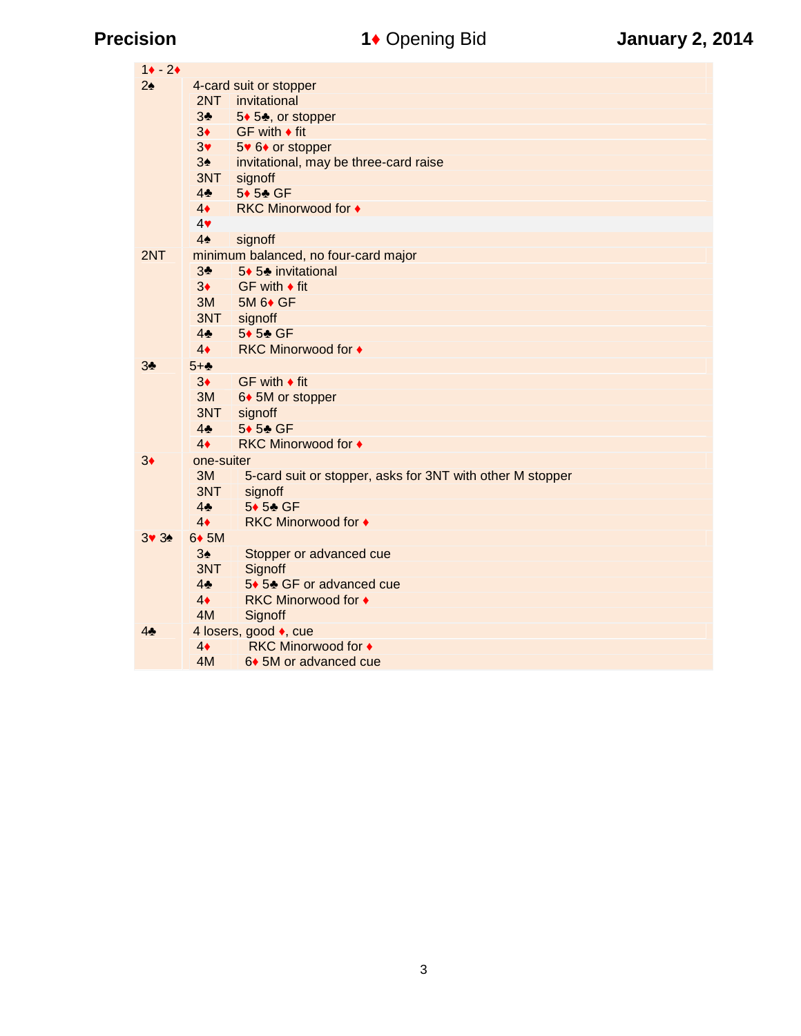| 1♦ - 2♦ | | |
|---|---|---|
| 2♠ | 4-card suit or stopper | |
| | 2NT | invitational |
| | 3♣ | 5♦ 5♣, or stopper |
| | 3♦ | GF with ♦ fit |
| | 3♥ | 5♥ 6♦ or stopper |
| | 3♠ | invitational, may be three-card raise |
| | 3NT | signoff |
| | 4♣ | 5♦ 5♣ GF |
| | 4♦ | RKC Minorwood for ♦ |
| | 4♥ | |
| | 4♠ | signoff |
| 2NT | minimum balanced, no four-card major | |
| | 3♣ | 5♦ 5♣ invitational |
| | 3♦ | GF with ♦ fit |
| | 3M | 5M 6♦ GF |
| | 3NT | signoff |
| | 4♣ | 5♦ 5♣ GF |
| | 4♦ | RKC Minorwood for ♦ |
| 3♣ | 5+♣ | |
| | 3♦ | GF with ♦ fit |
| | 3M | 6♦ 5M or stopper |
| | 3NT | signoff |
| | 4♣ | 5♦ 5♣ GF |
| | 4♦ | RKC Minorwood for ♦ |
| 3♦ | one-suiter | |
| | 3M | 5-card suit or stopper, asks for 3NT with other M stopper |
| | 3NT | signoff |
| | 4♣ | 5♦ 5♣ GF |
| | 4♦ | RKC Minorwood for ♦ |
| 3♥ 3♠ | 6♦ 5M | |
| | 3♠ | Stopper or advanced cue |
| | 3NT | Signoff |
| | 4♣ | 5♦ 5♣ GF or advanced cue |
| | 4♦ | RKC Minorwood for ♦ |
| | 4M | Signoff |
| 4♣ | 4 losers, good ♦, cue | |
| | 4♦ | RKC Minorwood for ♦ |
| | 4M | 6♦ 5M or advanced cue |